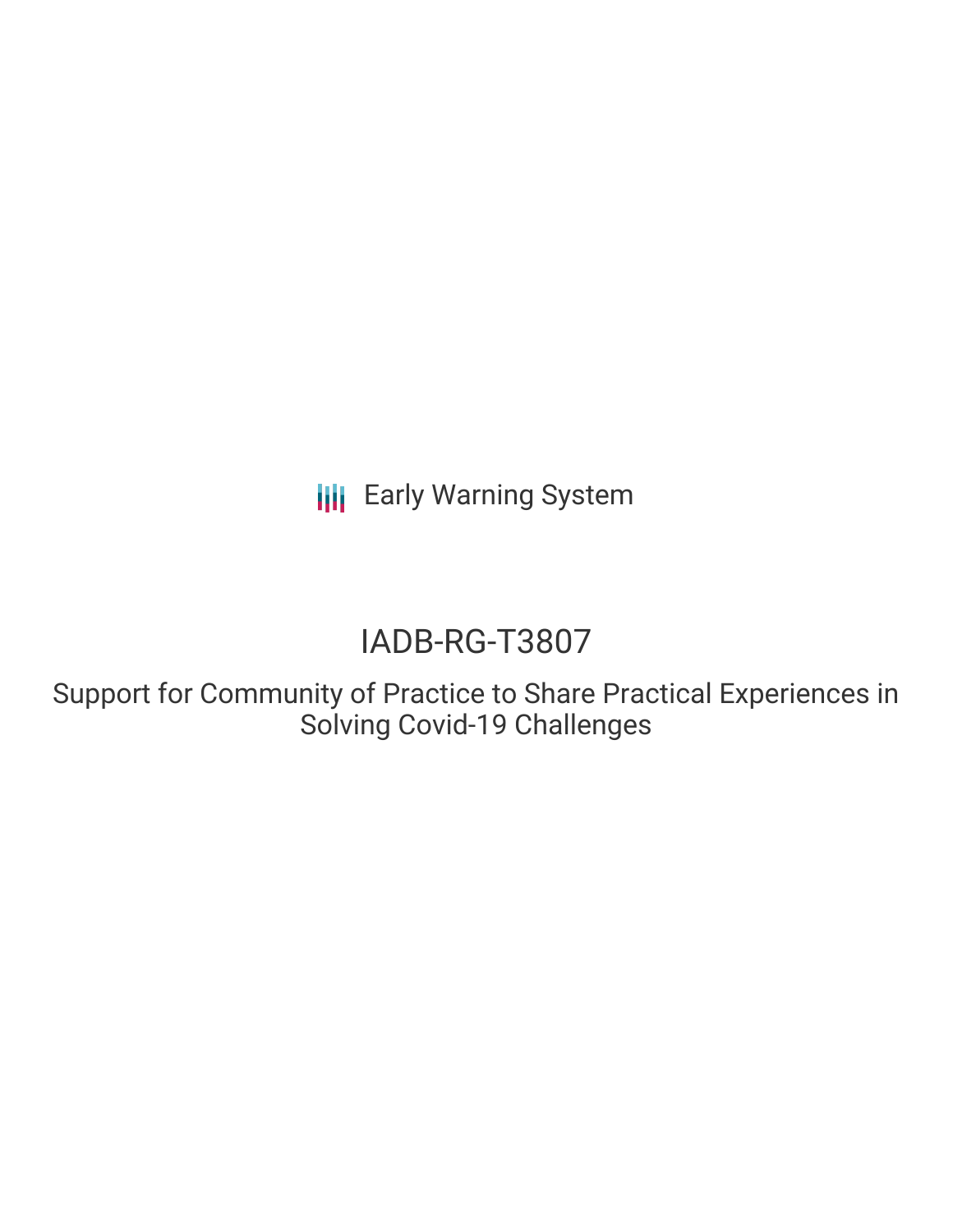Early Warning System

# IADB-RG-T3807

## Support for Community of Practice to Share Practical Experiences in Solving Covid-19 Challenges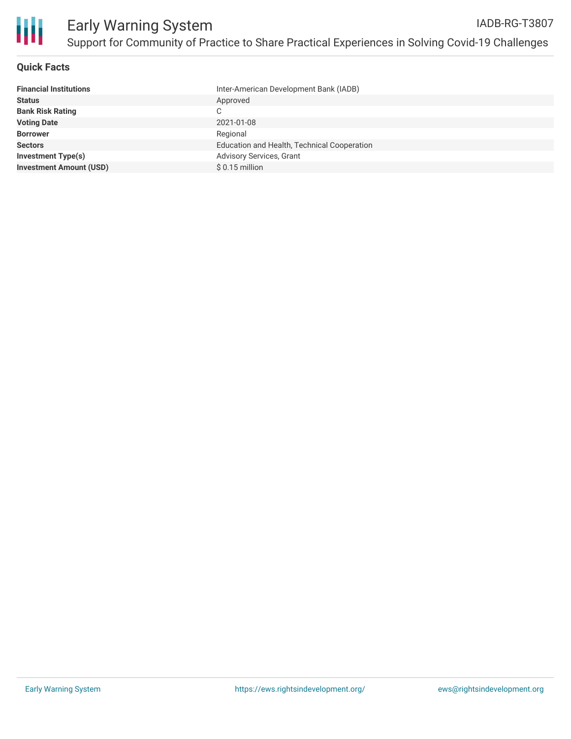## Quick Facts

| | |
|---|---|
| **Financial Institutions** | Inter-American Development Bank (IADB) |
| **Status** | Approved |
| **Bank Risk Rating** | C |
| **Voting Date** | 2021-01-08 |
| **Borrower** | Regional |
| **Sectors** | Education and Health, Technical Cooperation |
| **Investment Type(s)** | Advisory Services, Grant |
| **Investment Amount (USD)** | $ 0.15 million |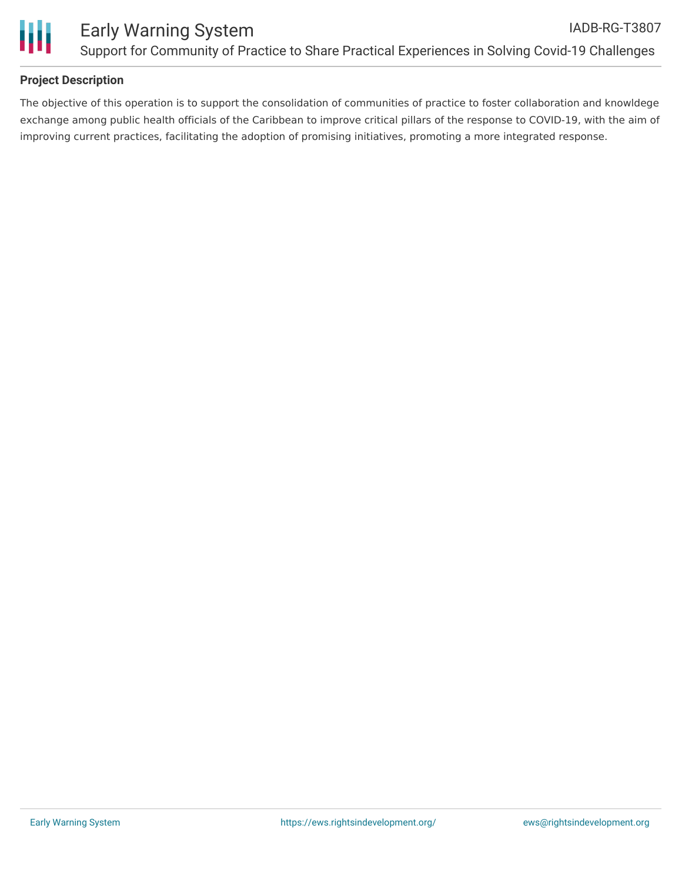## Project Description

The objective of this operation is to support the consolidation of communities of practice to foster collaboration and knowldege exchange among public health officials of the Caribbean to improve critical pillars of the response to COVID-19, with the aim of improving current practices, facilitating the adoption of promising initiatives, promoting a more integrated response.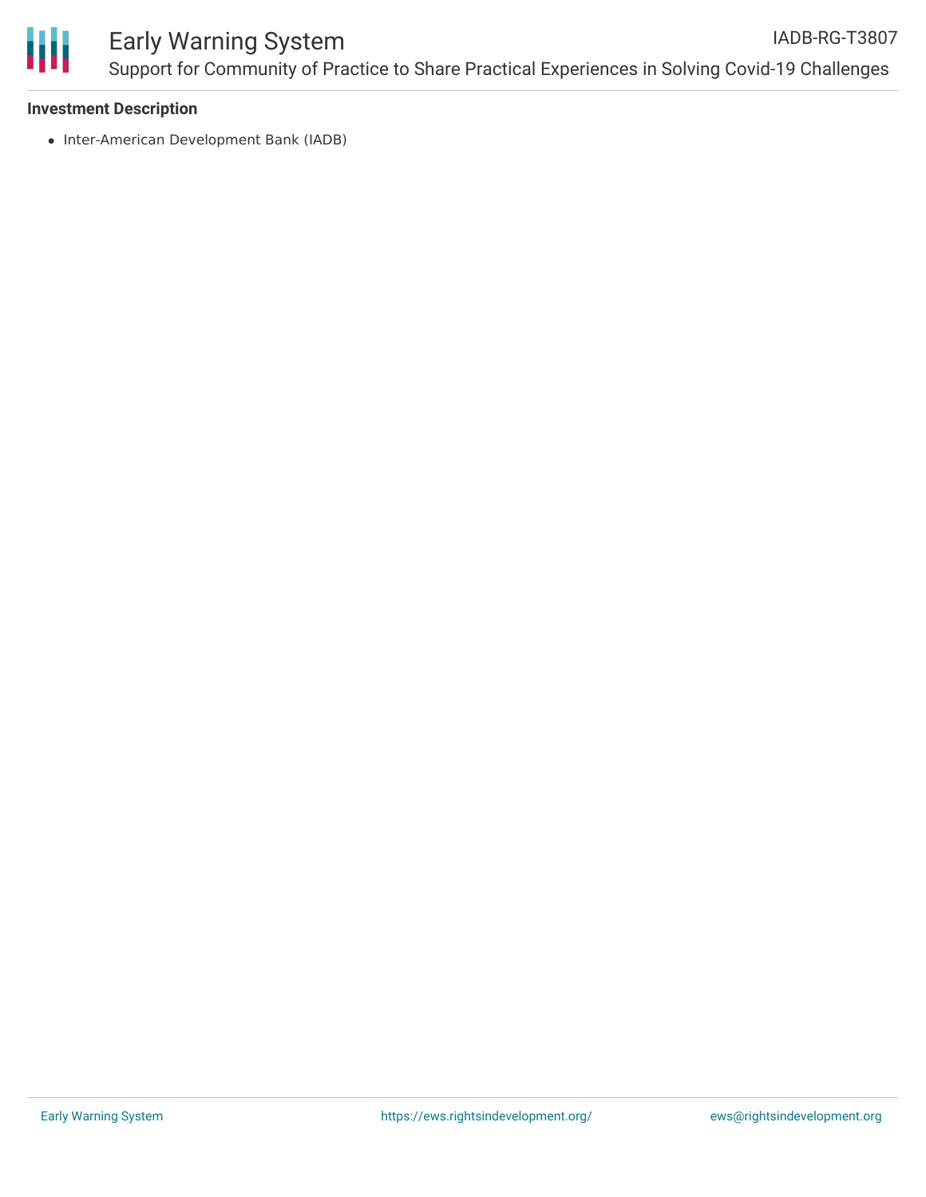**Investment Description**

- Inter-American Development Bank (IADB)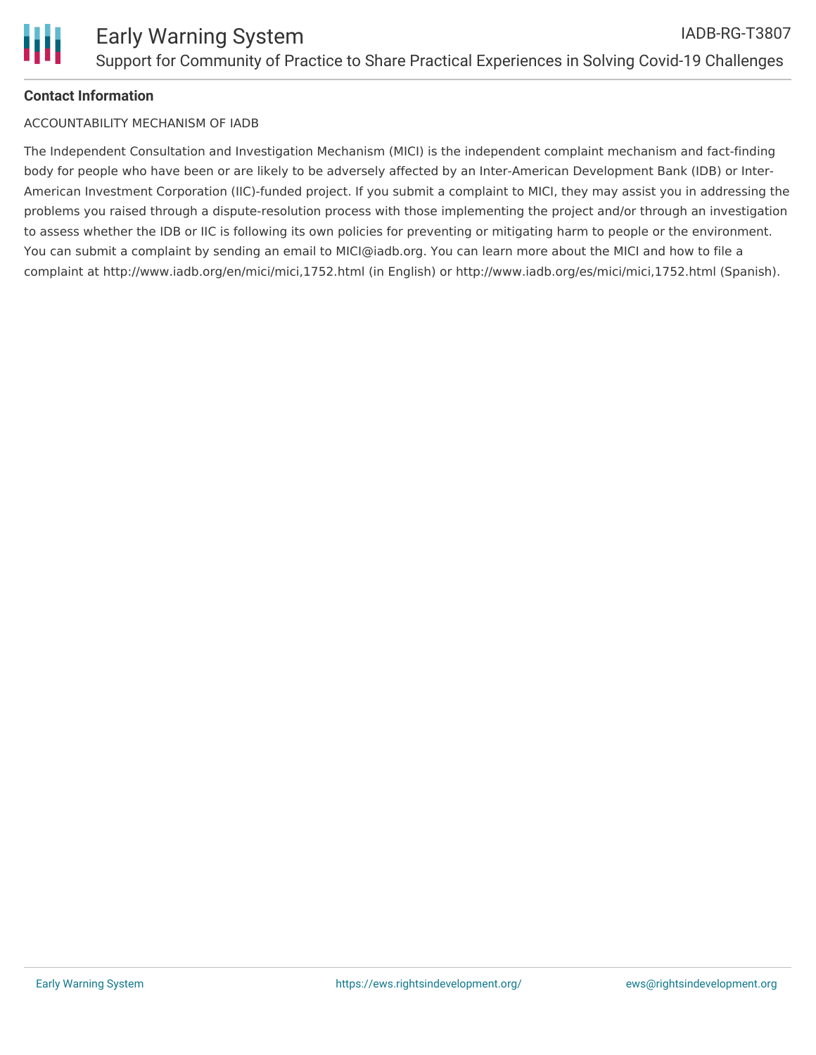**Contact Information**

ACCOUNTABILITY MECHANISM OF IADB

The Independent Consultation and Investigation Mechanism (MICI) is the independent complaint mechanism and fact-finding body for people who have been or are likely to be adversely affected by an Inter-American Development Bank (IDB) or Inter-American Investment Corporation (IIC)-funded project. If you submit a complaint to MICI, they may assist you in addressing the problems you raised through a dispute-resolution process with those implementing the project and/or through an investigation to assess whether the IDB or IIC is following its own policies for preventing or mitigating harm to people or the environment. You can submit a complaint by sending an email to MICI@iadb.org. You can learn more about the MICI and how to file a complaint at http://www.iadb.org/en/mici/mici,1752.html (in English) or http://www.iadb.org/es/mici/mici,1752.html (Spanish).